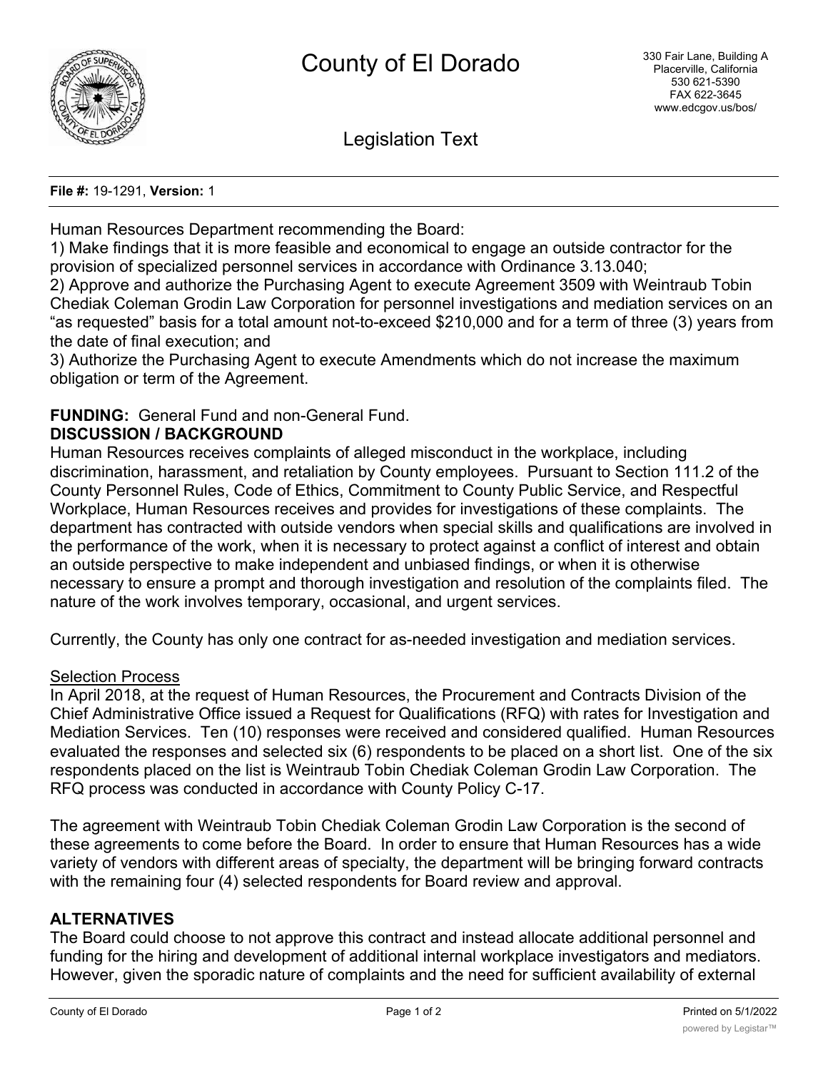# County of El Dorado

330 Fair Lane, Building A
Placerville, California
530 621-5390
FAX 622-3645
www.edcgov.us/bos/

## Legislation Text

**File #:** 19-1291, **Version:** 1

Human Resources Department recommending the Board:
1) Make findings that it is more feasible and economical to engage an outside contractor for the provision of specialized personnel services in accordance with Ordinance 3.13.040;
2) Approve and authorize the Purchasing Agent to execute Agreement 3509 with Weintraub Tobin Chediak Coleman Grodin Law Corporation for personnel investigations and mediation services on an "as requested" basis for a total amount not-to-exceed $210,000 and for a term of three (3) years from the date of final execution; and
3) Authorize the Purchasing Agent to execute Amendments which do not increase the maximum obligation or term of the Agreement.

**FUNDING:** General Fund and non-General Fund.

**DISCUSSION / BACKGROUND**

Human Resources receives complaints of alleged misconduct in the workplace, including discrimination, harassment, and retaliation by County employees. Pursuant to Section 111.2 of the County Personnel Rules, Code of Ethics, Commitment to County Public Service, and Respectful Workplace, Human Resources receives and provides for investigations of these complaints. The department has contracted with outside vendors when special skills and qualifications are involved in the performance of the work, when it is necessary to protect against a conflict of interest and obtain an outside perspective to make independent and unbiased findings, or when it is otherwise necessary to ensure a prompt and thorough investigation and resolution of the complaints filed. The nature of the work involves temporary, occasional, and urgent services.

Currently, the County has only one contract for as-needed investigation and mediation services.

Selection Process

In April 2018, at the request of Human Resources, the Procurement and Contracts Division of the Chief Administrative Office issued a Request for Qualifications (RFQ) with rates for Investigation and Mediation Services. Ten (10) responses were received and considered qualified. Human Resources evaluated the responses and selected six (6) respondents to be placed on a short list. One of the six respondents placed on the list is Weintraub Tobin Chediak Coleman Grodin Law Corporation. The RFQ process was conducted in accordance with County Policy C-17.

The agreement with Weintraub Tobin Chediak Coleman Grodin Law Corporation is the second of these agreements to come before the Board. In order to ensure that Human Resources has a wide variety of vendors with different areas of specialty, the department will be bringing forward contracts with the remaining four (4) selected respondents for Board review and approval.

**ALTERNATIVES**

The Board could choose to not approve this contract and instead allocate additional personnel and funding for the hiring and development of additional internal workplace investigators and mediators. However, given the sporadic nature of complaints and the need for sufficient availability of external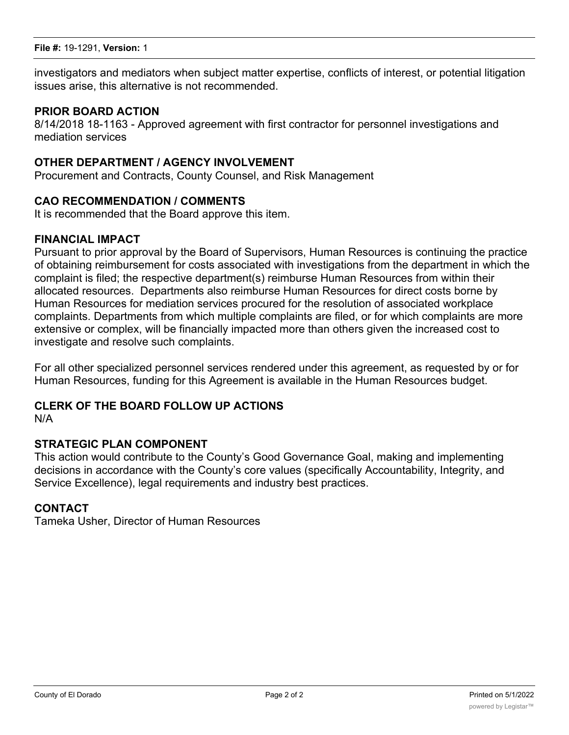investigators and mediators when subject matter expertise, conflicts of interest, or potential litigation issues arise, this alternative is not recommended.

## PRIOR BOARD ACTION

8/14/2018 18-1163 - Approved agreement with first contractor for personnel investigations and mediation services

## OTHER DEPARTMENT / AGENCY INVOLVEMENT

Procurement and Contracts, County Counsel, and Risk Management

## CAO RECOMMENDATION / COMMENTS

It is recommended that the Board approve this item.

## FINANCIAL IMPACT

Pursuant to prior approval by the Board of Supervisors, Human Resources is continuing the practice of obtaining reimbursement for costs associated with investigations from the department in which the complaint is filed; the respective department(s) reimburse Human Resources from within their allocated resources. Departments also reimburse Human Resources for direct costs borne by Human Resources for mediation services procured for the resolution of associated workplace complaints. Departments from which multiple complaints are filed, or for which complaints are more extensive or complex, will be financially impacted more than others given the increased cost to investigate and resolve such complaints.

For all other specialized personnel services rendered under this agreement, as requested by or for Human Resources, funding for this Agreement is available in the Human Resources budget.

## CLERK OF THE BOARD FOLLOW UP ACTIONS

N/A

## STRATEGIC PLAN COMPONENT

This action would contribute to the County's Good Governance Goal, making and implementing decisions in accordance with the County's core values (specifically Accountability, Integrity, and Service Excellence), legal requirements and industry best practices.

## CONTACT

Tameka Usher, Director of Human Resources